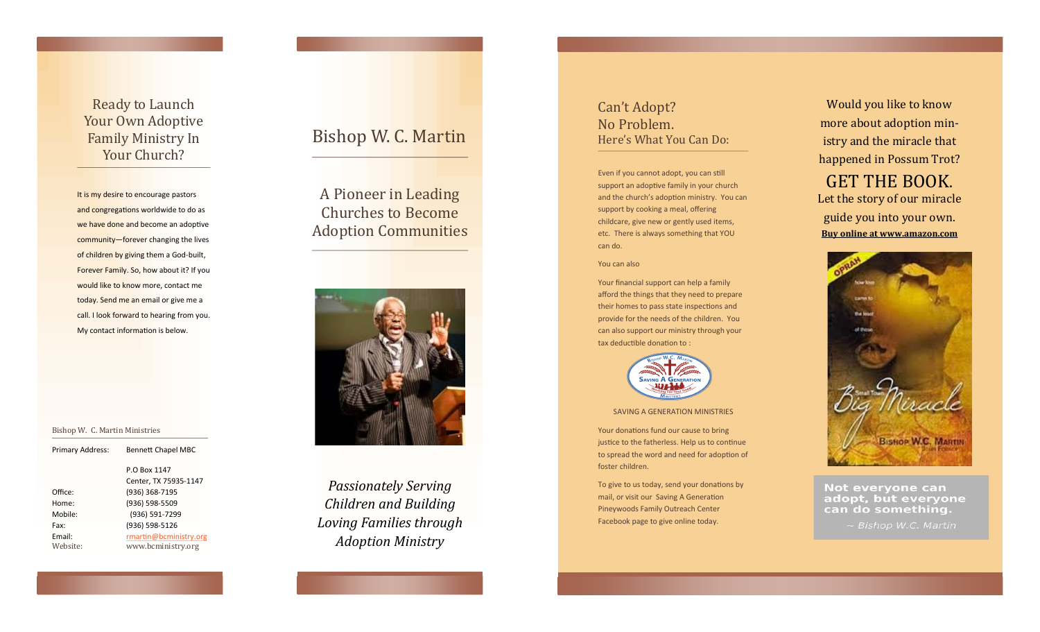## Ready to Launch Your Own Adoptive Family Ministry In Your Church?

It is my desire to encourage pastors and congregations worldwide to do as we have done and become an adoptive community—forever changing the lives of children by giving them a God-built, Forever Family. So, how about it? If you would like to know more, contact me today. Send me an email or give me a call. I look forward to hearing from you. My contact information is below.

Bishop W. C. Martin Ministries

| | |
|---|---|
| Primary Address: | Bennett Chapel MBC |
| | P.O Box 1147 |
| | Center, TX 75935-1147 |
| Office: | (936) 368-7195 |
| Home: | (936) 598-5509 |
| Mobile: | (936) 591-7299 |
| Fax: | (936) 598-5126 |
| Email: | rmartin@bcministry.org |
| Website: | www.bcministry.org |

# Bishop W. C. Martin

## A Pioneer in Leading Churches to Become Adoption Communities

*Passionately Serving Children and Building Loving Families through Adoption Ministry*

## Can't Adopt? No Problem. Here's What You Can Do:

Even if you cannot adopt, you can still support an adoptive family in your church and the church's adoption ministry. You can support by cooking a meal, offering childcare, give new or gently used items, etc. There is always something that YOU can do.

You can also

Your financial support can help a family afford the things that they need to prepare their homes to pass state inspections and provide for the needs of the children. You can also support our ministry through your tax deductible donation to :

SAVING A GENERATION MINISTRIES

Your donations fund our cause to bring justice to the fatherless. Help us to continue to spread the word and need for adoption of foster children.

To give to us today, send your donations by mail, or visit our Saving A Generation Pineywoods Family Outreach Center Facebook page to give online today.

Would you like to know more about adoption ministry and the miracle that happened in Possum Trot?

## GET THE BOOK.

Let the story of our miracle guide you into your own.

**Buy online at www.amazon.com**

Not everyone can adopt, but everyone can do something.

~ Bishop W.C. Martin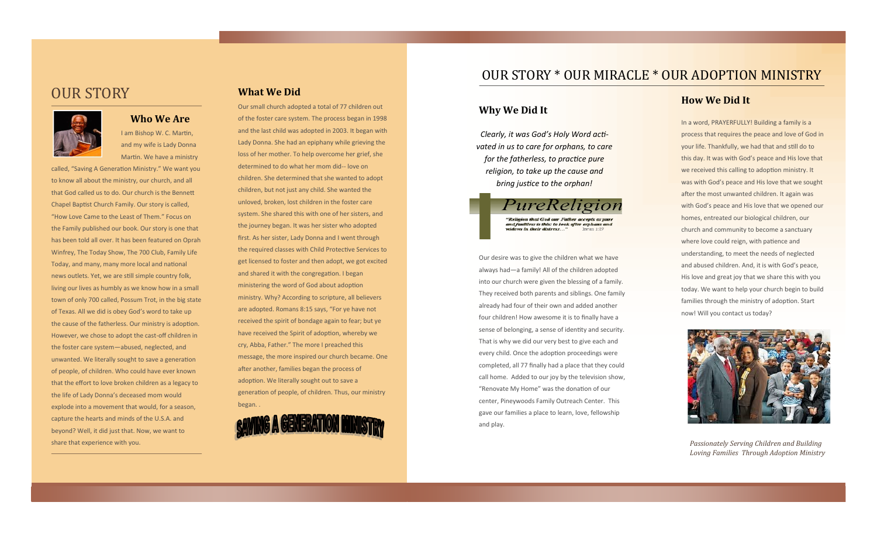# OUR STORY

## Who We Are

I am Bishop W. C. Martin, and my wife is Lady Donna Martin. We have a ministry called, "Saving A Generation Ministry." We want you to know all about the ministry, our church, and all that God called us to do. Our church is the Bennett Chapel Baptist Church Family. Our story is called, "How Love Came to the Least of Them." Focus on the Family published our book. Our story is one that has been told all over. It has been featured on Oprah Winfrey, The Today Show, The 700 Club, Family Life Today, and many, many more local and national news outlets. Yet, we are still simple country folk, living our lives as humbly as we know how in a small town of only 700 called, Possum Trot, in the big state of Texas. All we did is obey God's word to take up the cause of the fatherless. Our ministry is adoption. However, we chose to adopt the cast-off children in the foster care system—abused, neglected, and unwanted. We literally sought to save a generation of people, of children. Who could have ever known that the effort to love broken children as a legacy to the life of Lady Donna's deceased mom would explode into a movement that would, for a season, capture the hearts and minds of the U.S.A. and beyond? Well, it did just that. Now, we want to share that experience with you.

## What We Did

Our small church adopted a total of 77 children out of the foster care system. The process began in 1998 and the last child was adopted in 2003. It began with Lady Donna. She had an epiphany while grieving the loss of her mother. To help overcome her grief, she determined to do what her mom did-- love on children. She determined that she wanted to adopt children, but not just any child. She wanted the unloved, broken, lost children in the foster care system. She shared this with one of her sisters, and the journey began. It was her sister who adopted first. As her sister, Lady Donna and I went through the required classes with Child Protective Services to get licensed to foster and then adopt, we got excited and shared it with the congregation. I began ministering the word of God about adoption ministry. Why? According to scripture, all believers are adopted. Romans 8:15 says, "For ye have not received the spirit of bondage again to fear; but ye have received the Spirit of adoption, whereby we cry, Abba, Father." The more I preached this message, the more inspired our church became. One after another, families began the process of adoption. We literally sought out to save a generation of people, of children. Thus, our ministry began. .

SAVING A GENERATION MINISTRY

# OUR STORY * OUR MIRACLE * OUR ADOPTION MINISTRY

## Why We Did It

*Clearly, it was God's Holy Word activated in us to care for orphans, to care for the fatherless, to practice pure religion, to take up the cause and bring justice to the orphan!*

PureReligion

*"Religion that God our Father accepts as pure and faultless is this: to look after orphans and widows in their distress..."* James 1:27

Our desire was to give the children what we have always had—a family! All of the children adopted into our church were given the blessing of a family. They received both parents and siblings. One family already had four of their own and added another four children! How awesome it is to finally have a sense of belonging, a sense of identity and security. That is why we did our very best to give each and every child. Once the adoption proceedings were completed, all 77 finally had a place that they could call home. Added to our joy by the television show, "Renovate My Home" was the donation of our center, Pineywoods Family Outreach Center. This gave our families a place to learn, love, fellowship and play.

## How We Did It

In a word, PRAYERFULLY! Building a family is a process that requires the peace and love of God in your life. Thankfully, we had that and still do to this day. It was with God's peace and His love that we received this calling to adoption ministry. It was with God's peace and His love that we sought after the most unwanted children. It again was with God's peace and His love that we opened our homes, entreated our biological children, our church and community to become a sanctuary where love could reign, with patience and understanding, to meet the needs of neglected and abused children. And, it is with God's peace, His love and great joy that we share this with you today. We want to help your church begin to build families through the ministry of adoption. Start now! Will you contact us today?

*Passionately Serving Children and Building Loving Families Through Adoption Ministry*